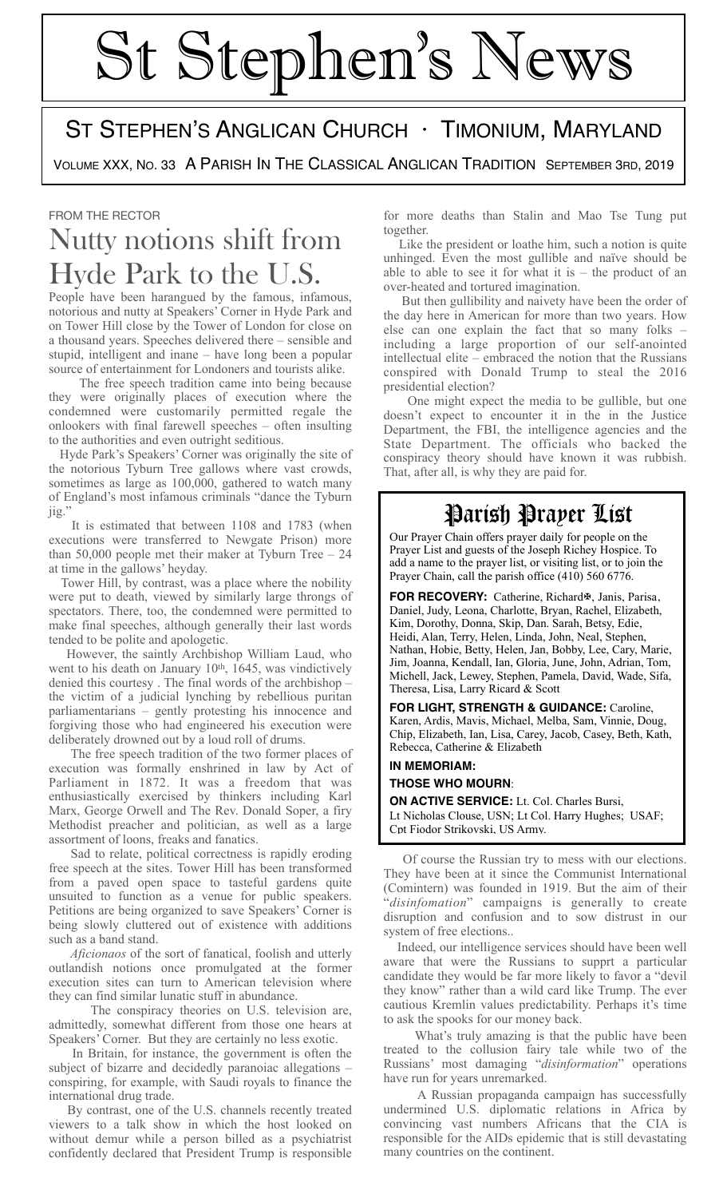# St Stephen's News

## St Stephen's Anglican Church · Timonium, Maryland

Volume XXX, No. 33 A Parish In The Classical Anglican Tradition September 3rd, 2019

FROM THE RECTOR

## Nutty notions shift from Hyde Park to the U.S.

People have been harangued by the famous, infamous, notorious and nutty at Speakers' Corner in Hyde Park and on Tower Hill close by the Tower of London for close on a thousand years. Speeches delivered there – sensible and stupid, intelligent and inane – have long been a popular source of entertainment for Londoners and tourists alike.

The free speech tradition came into being because they were originally places of execution where the condemned were customarily permitted regale the onlookers with final farewell speeches – often insulting to the authorities and even outright seditious.

Hyde Park's Speakers' Corner was originally the site of the notorious Tyburn Tree gallows where vast crowds, sometimes as large as 100,000, gathered to watch many of England's most infamous criminals "dance the Tyburn jig."

It is estimated that between 1108 and 1783 (when executions were transferred to Newgate Prison) more than 50,000 people met their maker at Tyburn Tree – 24 at time in the gallows' heyday.

Tower Hill, by contrast, was a place where the nobility were put to death, viewed by similarly large throngs of spectators. There, too, the condemned were permitted to make final speeches, although generally their last words tended to be polite and apologetic.

However, the saintly Archbishop William Laud, who went to his death on January 10th, 1645, was vindictively denied this courtesy . The final words of the archbishop – the victim of a judicial lynching by rebellious puritan parliamentarians – gently protesting his innocence and forgiving those who had engineered his execution were deliberately drowned out by a loud roll of drums.

The free speech tradition of the two former places of execution was formally enshrined in law by Act of Parliament in 1872. It was a freedom that was enthusiastically exercised by thinkers including Karl Marx, George Orwell and The Rev. Donald Soper, a firy Methodist preacher and politician, as well as a large assortment of loons, freaks and fanatics.

Sad to relate, political correctness is rapidly eroding free speech at the sites. Tower Hill has been transformed from a paved open space to tasteful gardens quite unsuited to function as a venue for public speakers. Petitions are being organized to save Speakers' Corner is being slowly cluttered out of existence with additions such as a band stand.

*Aficionaos* of the sort of fanatical, foolish and utterly outlandish notions once promulgated at the former execution sites can turn to American television where they can find similar lunatic stuff in abundance.

The conspiracy theories on U.S. television are, admittedly, somewhat different from those one hears at Speakers' Corner. But they are certainly no less exotic.

In Britain, for instance, the government is often the subject of bizarre and decidedly paranoiac allegations – conspiring, for example, with Saudi royals to finance the international drug trade.

By contrast, one of the U.S. channels recently treated viewers to a talk show in which the host looked on without demur while a person billed as a psychiatrist confidently declared that President Trump is responsible for more deaths than Stalin and Mao Tse Tung put together.

Like the president or loathe him, such a notion is quite unhinged. Even the most gullible and naïve should be able to able to see it for what it is – the product of an over-heated and tortured imagination.

But then gullibility and naivety have been the order of the day here in American for more than two years. How else can one explain the fact that so many folks – including a large proportion of our self-anointed intellectual elite – embraced the notion that the Russians conspired with Donald Trump to steal the 2016 presidential election?

One might expect the media to be gullible, but one doesn't expect to encounter it in the in the Justice Department, the FBI, the intelligence agencies and the State Department. The officials who backed the conspiracy theory should have known it was rubbish. That, after all, is why they are paid for.

Of course the Russian try to mess with our elections. They have been at it since the Communist International (Comintern) was founded in 1919. But the aim of their "*disinfomation*" campaigns is generally to create disruption and confusion and to sow distrust in our system of free elections..

Indeed, our intelligence services should have been well aware that were the Russians to supprt a particular candidate they would be far more likely to favor a "devil they know" rather than a wild card like Trump. The ever cautious Kremlin values predictability. Perhaps it's time to ask the spooks for our money back.

What's truly amazing is that the public have been treated to the collusion fairy tale while two of the Russians' most damaging "*disinformation*" operations have run for years unremarked.

A Russian propaganda campaign has successfully undermined U.S. diplomatic relations in Africa by convincing vast numbers Africans that the CIA is responsible for the AIDs epidemic that is still devastating many countries on the continent.

## Parish Prayer List

Our Prayer Chain offers prayer daily for people on the Prayer List and guests of the Joseph Richey Hospice. To add a name to the prayer list, or visiting list, or to join the Prayer Chain, call the parish office (410) 560 6776.

**FOR RECOVERY:** Catherine, Richard✠, Janis, Parisa, Daniel, Judy, Leona, Charlotte, Bryan, Rachel, Elizabeth, Kim, Dorothy, Donna, Skip, Dan. Sarah, Betsy, Edie, Heidi, Alan, Terry, Helen, Linda, John, Neal, Stephen, Nathan, Hobie, Betty, Helen, Jan, Bobby, Lee, Cary, Marie, Jim, Joanna, Kendall, Ian, Gloria, June, John, Adrian, Tom, Michell, Jack, Lewey, Stephen, Pamela, David, Wade, Sifa, Theresa, Lisa, Larry Ricard & Scott

**FOR LIGHT, STRENGTH & GUIDANCE:** Caroline, Karen, Ardis, Mavis, Michael, Melba, Sam, Vinnie, Doug, Chip, Elizabeth, Ian, Lisa, Carey, Jacob, Casey, Beth, Kath, Rebecca, Catherine & Elizabeth

**IN MEMORIAM:**

**THOSE WHO MOURN**:

**ON ACTIVE SERVICE:** Lt. Col. Charles Bursi, Lt Nicholas Clouse, USN; Lt Col. Harry Hughes; USAF; Cpt Fiodor Strikovski, US Army.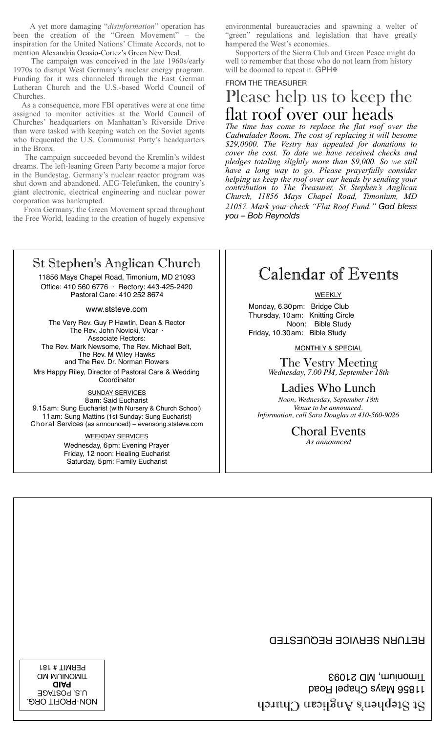A yet more damaging "*disinformation*" operation has been the creation of the "Green Movement" – the inspiration for the United Nations' Climate Accords, not to mention Alexandria Ocasio-Cortez's Green New Deal.

The campaign was conceived in the late 1960s/early 1970s to disrupt West Germany's nuclear energy program. Funding for it was channeled through the East German Lutheran Church and the U.S.-based World Council of Churches.

As a consequence, more FBI operatives were at one time assigned to monitor activities at the World Council of Churches' headquarters on Manhattan's Riverside Drive than were tasked with keeping watch on the Soviet agents who frequented the U.S. Communist Party's headquarters in the Bronx.

The campaign succeeded beyond the Kremlin's wildest dreams. The left-leaning Green Party become a major force in the Bundestag. Germany's nuclear reactor program was shut down and abandoned. AEG-Telefunken, the country's giant electronic, electrical engineering and nuclear power corporation was bankrupted.

From Germany. the Green Movement spread throughout the Free World, leading to the creation of hugely expensive environmental bureaucracies and spawning a welter of "green" regulations and legislation that have greatly hampered the West's economies.

Supporters of the Sierra Club and Green Peace might do well to remember that those who do not learn from history will be doomed to repeat it. GPH✠

FROM THE TREASURER

# Please help us to keep the flat roof over our heads

*The time has come to replace the flat roof over the Cadwalader Room. The cost of replacing it will besome $29,0000. The Vestry has appealed for donations to cover the cost. To date we have received checks and pledges totaling slightly more than $9,000. So we still have a long way to go. Please prayerfully consider helping us keep the roof over our heads by sending your contribution to The Treasurer, St Stephen's Anglican Church, 11856 Mays Chapel Road, Timonium, MD 21057. Mark your check "Flat Roof Fund." God bless you – Bob Reynolds*

## St Stephen's Anglican Church

11856 Mays Chapel Road, Timonium, MD 21093
Office: 410 560 6776 · Rectory: 443-425-2420
Pastoral Care: 410 252 8674

www.ststeve.com

The Very Rev. Guy P Hawtin, Dean & Rector
The Rev. John Novicki, Vicar ·
Associate Rectors:
The Rev. Mark Newsome, The Rev. Michael Belt,
The Rev. M Wiley Hawks
and The Rev. Dr. Norman Flowers

Mrs Happy Riley, Director of Pastoral Care & Wedding Coordinator

SUNDAY SERVICES

8am: Said Eucharist
9.15am: Sung Eucharist (with Nursery & Church School)
11am: Sung Mattins (1st Sunday: Sung Eucharist)
Choral Services (as announced) – evensong.ststeve.com

WEEKDAY SERVICES

Wednesday, 6pm: Evening Prayer
Friday, 12 noon: Healing Eucharist
Saturday, 5pm: Family Eucharist

## Calendar of Events

WEEKLY

Monday, 6.30pm: Bridge Club
Thursday, 10am: Knitting Circle
Noon: Bible Study
Friday, 10.30am: Bible Study

MONTHLY & SPECIAL

**The Vestry Meeting**
*Wednesday, 7.00 PM, September 18th*

**Ladies Who Lunch**
*Noon, Wednesday, September 18th*
*Venue to be announced.*
*Information, call Sara Douglas at 410-560-9026*

**Choral Events**
*As announced*

St Stephen's Anglican Church
11856 Mays Chapel Road
Timonium, MD 21093

RETURN SERVICE REQUESTED

NON-PROFIT ORG.
U.S. POSTAGE
**PAID**
TIMONIUM MD
PERMIT # 181